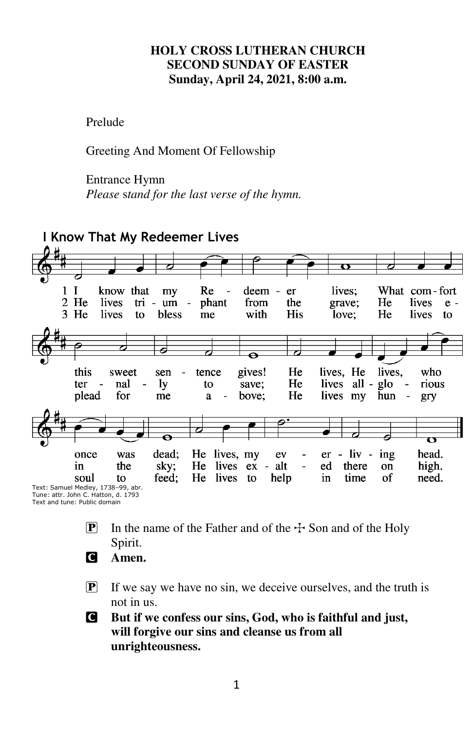**HOLY CROSS LUTHERAN CHURCH**
**SECOND SUNDAY OF EASTER**
**Sunday, April 24, 2021, 8:00 a.m.**

Prelude

Greeting And Moment Of Fellowship

Entrance Hymn
*Please stand for the last verse of the hymn.*

**I Know That My Redeemer Lives**

1 I know that my Redeemer lives; What comfort this sweet sentence gives! He lives, He lives, who once was dead; He lives, my ever-living head.

2 He lives triumphant from the grave; He lives eternally to save; He lives all-glorious in the sky; He lives exalted there on high.

3 He lives to bless me with His love; He lives to plead for me above; He lives my hungry soul to feed; He lives to help in time of need.

Text: Samuel Medley, 1738–99, abr.
Tune: attr. John C. Hatton, d. 1793
Text and tune: Public domain

P In the name of the Father and of the ☩ Son and of the Holy Spirit.

C **Amen.**

P If we say we have no sin, we deceive ourselves, and the truth is not in us.

C **But if we confess our sins, God, who is faithful and just, will forgive our sins and cleanse us from all unrighteousness.**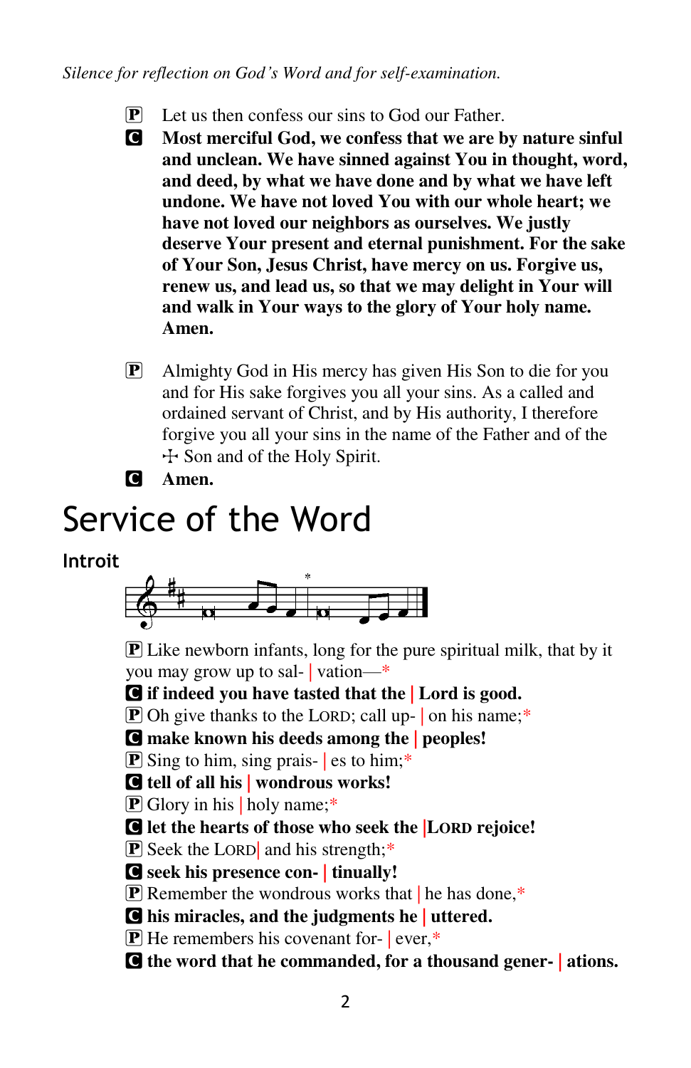*Silence for reflection on God's Word and for self-examination.*

P Let us then confess our sins to God our Father.

C **Most merciful God, we confess that we are by nature sinful and unclean. We have sinned against You in thought, word, and deed, by what we have done and by what we have left undone. We have not loved You with our whole heart; we have not loved our neighbors as ourselves. We justly deserve Your present and eternal punishment. For the sake of Your Son, Jesus Christ, have mercy on us. Forgive us, renew us, and lead us, so that we may delight in Your will and walk in Your ways to the glory of Your holy name. Amen.**

P Almighty God in His mercy has given His Son to die for you and for His sake forgives you all your sins. As a called and ordained servant of Christ, and by His authority, I therefore forgive you all your sins in the name of the Father and of the ☩ Son and of the Holy Spirit.

C **Amen.**

# Service of the Word

## Introit

P Like newborn infants, long for the pure spiritual milk, that by it you may grow up to sal- | vation—*

C **if indeed you have tasted that the | Lord is good.**

P Oh give thanks to the LORD; call up- | on his name;*

C **make known his deeds among the | peoples!**

P Sing to him, sing prais- | es to him;*

C **tell of all his | wondrous works!**

P Glory in his | holy name;*

C **let the hearts of those who seek the | LORD rejoice!**

P Seek the LORD| and his strength;*

C **seek his presence con- | tinually!**

P Remember the wondrous works that | he has done,*

C **his miracles, and the judgments he | uttered.**

P He remembers his covenant for- | ever,*

C **the word that he commanded, for a thousand gener- | ations.**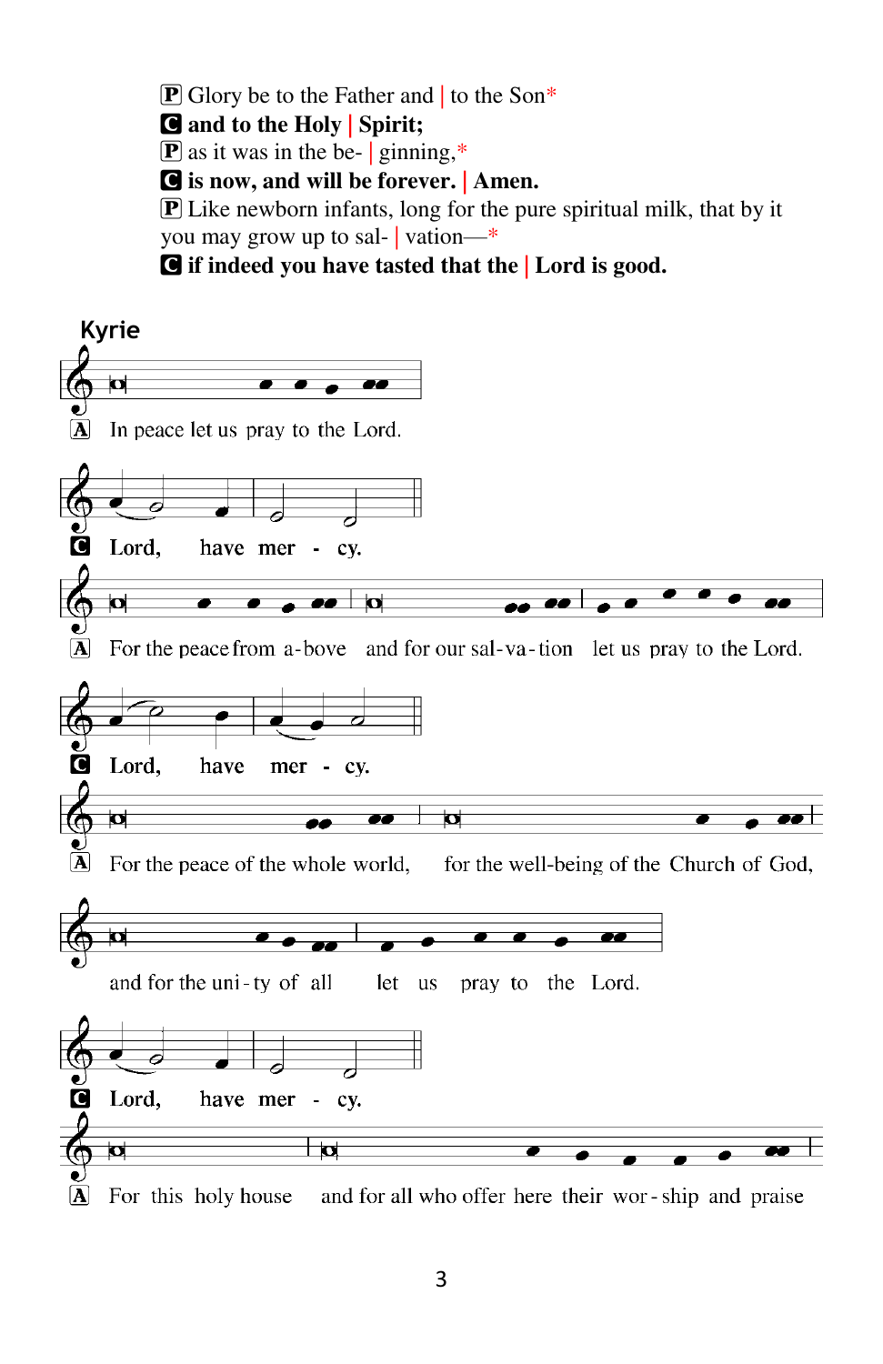P Glory be to the Father and | to the Son*
**C and to the Holy | Spirit;**
P as it was in the be- | ginning,*
**C is now, and will be forever. | Amen.**
P Like newborn infants, long for the pure spiritual milk, that by it you may grow up to sal- | vation—*
**C if indeed you have tasted that the | Lord is good.**

## Kyrie

A In peace let us pray to the Lord.

C Lord, have mer - cy.

A For the peace from a-bove and for our sal-va-tion let us pray to the Lord.

C Lord, have mer - cy.

A For the peace of the whole world, for the well-being of the Church of God, and for the uni-ty of all let us pray to the Lord.

C Lord, have mer - cy.

A For this holy house and for all who offer here their wor-ship and praise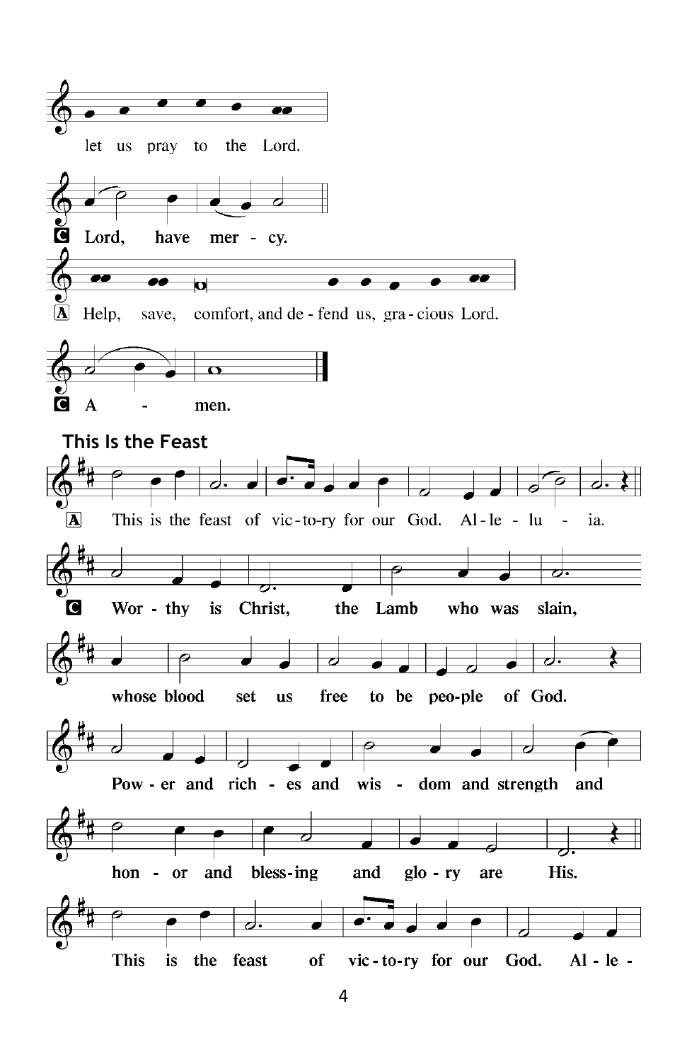let us pray to the Lord.

**C** Lord, have mer - cy.

**A** Help, save, comfort, and de - fend us, gra - cious Lord.

**C** A - men.

## This Is the Feast

**A** This is the feast of vic - to - ry for our God. Al - le - lu - ia.

**C** Wor - thy is Christ, the Lamb who was slain,

whose blood set us free to be peo - ple of God.

Pow - er and rich - es and wis - dom and strength and

hon - or and bless - ing and glo - ry are His.

This is the feast of vic - to - ry for our God. Al - le -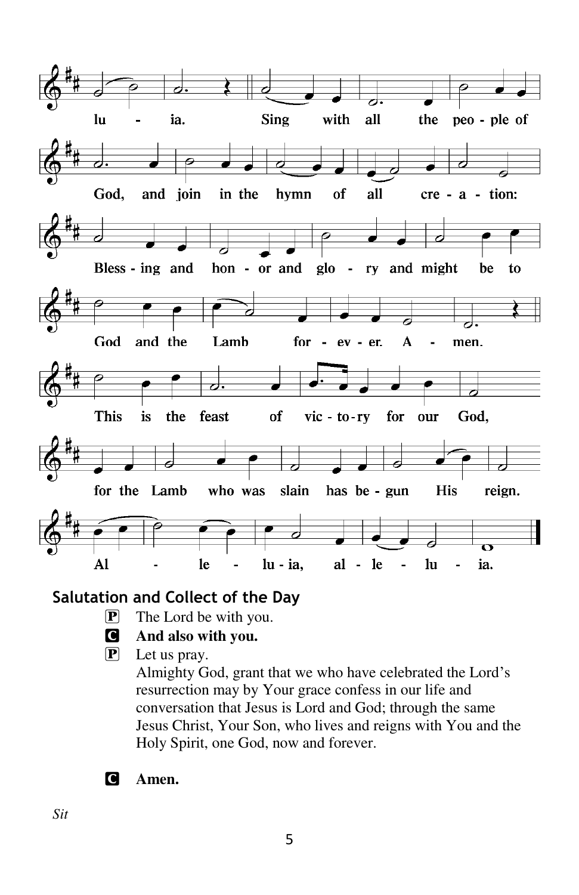lu - ia. Sing with all the peo - ple of God, and join in the hymn of all cre - a - tion: Bless - ing and hon - or and glo - ry and might be to God and the Lamb for - ev - er. A - men.

This is the feast of vic - to - ry for our God, for the Lamb who was slain has be - gun His reign. Al - le - lu - ia, al - le - lu - ia.

## Salutation and Collect of the Day

P The Lord be with you.

C **And also with you.**

P Let us pray.
Almighty God, grant that we who have celebrated the Lord's resurrection may by Your grace confess in our life and conversation that Jesus is Lord and God; through the same Jesus Christ, Your Son, who lives and reigns with You and the Holy Spirit, one God, now and forever.

C **Amen.**

*Sit*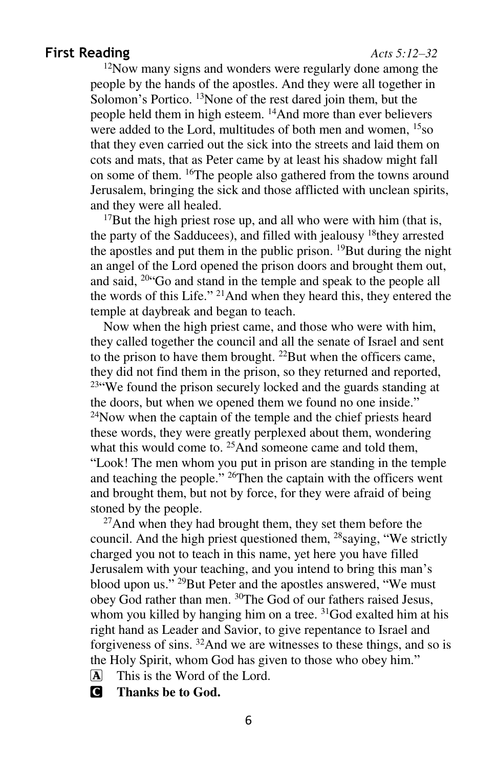## First Reading

*Acts 5:12–32*

[12]Now many signs and wonders were regularly done among the people by the hands of the apostles. And they were all together in Solomon's Portico. [13]None of the rest dared join them, but the people held them in high esteem. [14]And more than ever believers were added to the Lord, multitudes of both men and women, [15]so that they even carried out the sick into the streets and laid them on cots and mats, that as Peter came by at least his shadow might fall on some of them. [16]The people also gathered from the towns around Jerusalem, bringing the sick and those afflicted with unclean spirits, and they were all healed.

[17]But the high priest rose up, and all who were with him (that is, the party of the Sadducees), and filled with jealousy [18]they arrested the apostles and put them in the public prison. [19]But during the night an angel of the Lord opened the prison doors and brought them out, and said, [20]"Go and stand in the temple and speak to the people all the words of this Life." [21]And when they heard this, they entered the temple at daybreak and began to teach.

Now when the high priest came, and those who were with him, they called together the council and all the senate of Israel and sent to the prison to have them brought. [22]But when the officers came, they did not find them in the prison, so they returned and reported, [23]"We found the prison securely locked and the guards standing at the doors, but when we opened them we found no one inside." [24]Now when the captain of the temple and the chief priests heard these words, they were greatly perplexed about them, wondering what this would come to. [25]And someone came and told them, "Look! The men whom you put in prison are standing in the temple and teaching the people." [26]Then the captain with the officers went and brought them, but not by force, for they were afraid of being stoned by the people.

[27]And when they had brought them, they set them before the council. And the high priest questioned them, [28]saying, "We strictly charged you not to teach in this name, yet here you have filled Jerusalem with your teaching, and you intend to bring this man's blood upon us." [29]But Peter and the apostles answered, "We must obey God rather than men. [30]The God of our fathers raised Jesus, whom you killed by hanging him on a tree. [31]God exalted him at his right hand as Leader and Savior, to give repentance to Israel and forgiveness of sins. [32]And we are witnesses to these things, and so is the Holy Spirit, whom God has given to those who obey him."

A This is the Word of the Lord.

C **Thanks be to God.**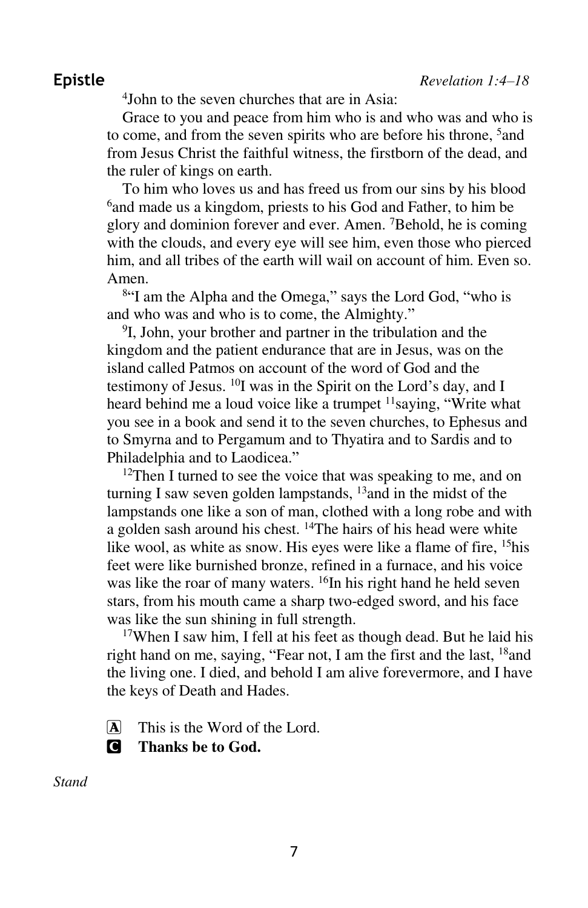## Epistle

*Revelation 1:4–18*

[4]John to the seven churches that are in Asia:

Grace to you and peace from him who is and who was and who is to come, and from the seven spirits who are before his throne, [5]and from Jesus Christ the faithful witness, the firstborn of the dead, and the ruler of kings on earth.

To him who loves us and has freed us from our sins by his blood [6]and made us a kingdom, priests to his God and Father, to him be glory and dominion forever and ever. Amen. [7]Behold, he is coming with the clouds, and every eye will see him, even those who pierced him, and all tribes of the earth will wail on account of him. Even so. Amen.

[8]"I am the Alpha and the Omega," says the Lord God, "who is and who was and who is to come, the Almighty."

[9]I, John, your brother and partner in the tribulation and the kingdom and the patient endurance that are in Jesus, was on the island called Patmos on account of the word of God and the testimony of Jesus. [10]I was in the Spirit on the Lord's day, and I heard behind me a loud voice like a trumpet [11]saying, "Write what you see in a book and send it to the seven churches, to Ephesus and to Smyrna and to Pergamum and to Thyatira and to Sardis and to Philadelphia and to Laodicea."

[12]Then I turned to see the voice that was speaking to me, and on turning I saw seven golden lampstands, [13]and in the midst of the lampstands one like a son of man, clothed with a long robe and with a golden sash around his chest. [14]The hairs of his head were white like wool, as white as snow. His eyes were like a flame of fire, [15]his feet were like burnished bronze, refined in a furnace, and his voice was like the roar of many waters. [16]In his right hand he held seven stars, from his mouth came a sharp two-edged sword, and his face was like the sun shining in full strength.

[17]When I saw him, I fell at his feet as though dead. But he laid his right hand on me, saying, "Fear not, I am the first and the last, [18]and the living one. I died, and behold I am alive forevermore, and I have the keys of Death and Hades.

A This is the Word of the Lord.

**C Thanks be to God.**

*Stand*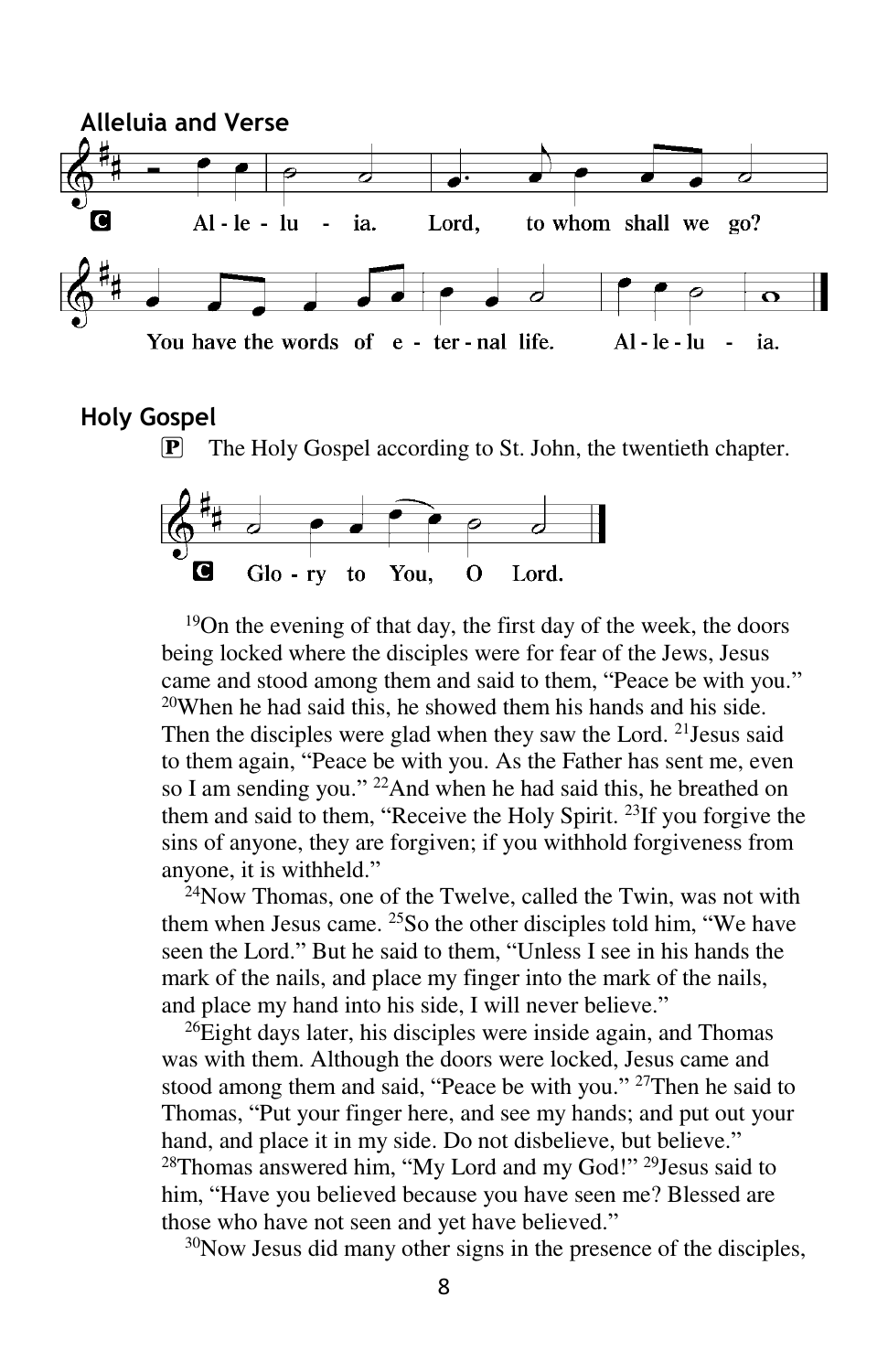## Alleluia and Verse

**C** Al - le - lu - ia. Lord, to whom shall we go? You have the words of e - ter - nal life. Al - le - lu - ia.

## Holy Gospel

**P** The Holy Gospel according to St. John, the twentieth chapter.

**C** Glo - ry to You, O Lord.

[19]On the evening of that day, the first day of the week, the doors being locked where the disciples were for fear of the Jews, Jesus came and stood among them and said to them, "Peace be with you." [20]When he had said this, he showed them his hands and his side. Then the disciples were glad when they saw the Lord. [21]Jesus said to them again, "Peace be with you. As the Father has sent me, even so I am sending you." [22]And when he had said this, he breathed on them and said to them, "Receive the Holy Spirit. [23]If you forgive the sins of anyone, they are forgiven; if you withhold forgiveness from anyone, it is withheld."

[24]Now Thomas, one of the Twelve, called the Twin, was not with them when Jesus came. [25]So the other disciples told him, "We have seen the Lord." But he said to them, "Unless I see in his hands the mark of the nails, and place my finger into the mark of the nails, and place my hand into his side, I will never believe."

[26]Eight days later, his disciples were inside again, and Thomas was with them. Although the doors were locked, Jesus came and stood among them and said, "Peace be with you." [27]Then he said to Thomas, "Put your finger here, and see my hands; and put out your hand, and place it in my side. Do not disbelieve, but believe." [28]Thomas answered him, "My Lord and my God!" [29]Jesus said to him, "Have you believed because you have seen me? Blessed are those who have not seen and yet have believed."

[30]Now Jesus did many other signs in the presence of the disciples,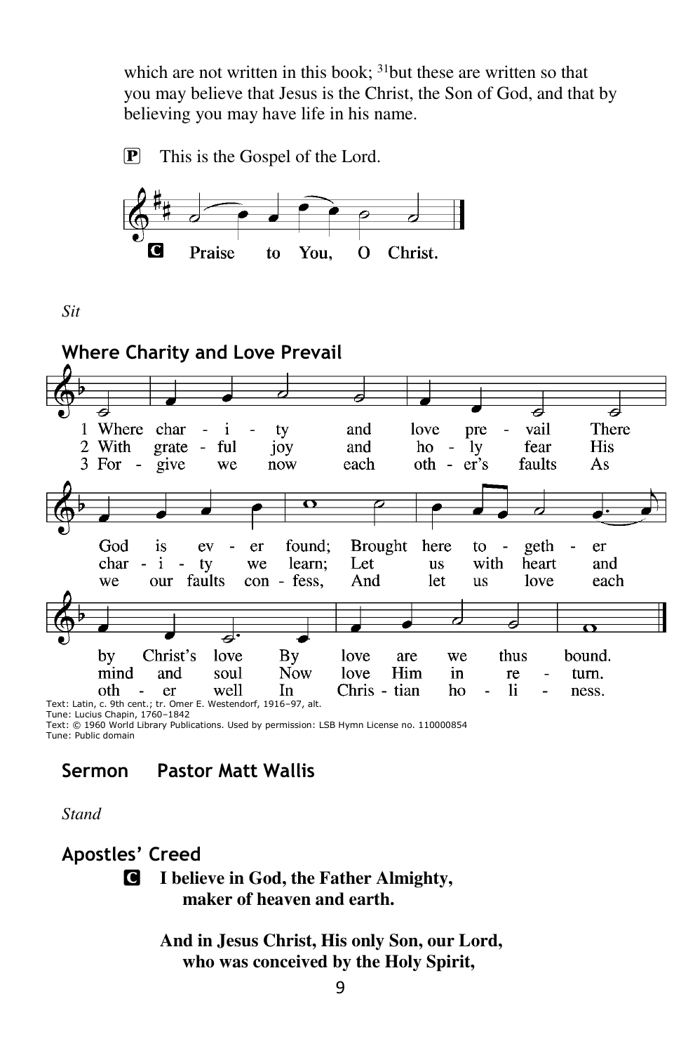which are not written in this book; [31]but these are written so that you may believe that Jesus is the Christ, the Son of God, and that by believing you may have life in his name.

P This is the Gospel of the Lord.

C **Praise to You, O Christ.**

*Sit*

## Where Charity and Love Prevail

1 Where charity and love prevail There God is ever found; Brought here together by Christ's love By love are we thus bound.

2 With grateful joy and holy fear His charity we learn; Let us with heart and mind and soul Now love Him in return.

3 Forgive we now each other's faults As we our faults confess, And let us love each other well In Christian holiness.

Text: Latin, c. 9th cent.; tr. Omer E. Westendorf, 1916–97, alt.
Tune: Lucius Chapin, 1760–1842
Text: © 1960 World Library Publications. Used by permission: LSB Hymn License no. 110000854
Tune: Public domain

## Sermon Pastor Matt Wallis

*Stand*

## Apostles' Creed

C **I believe in God, the Father Almighty,**
**maker of heaven and earth.**

**And in Jesus Christ, His only Son, our Lord,**
**who was conceived by the Holy Spirit,**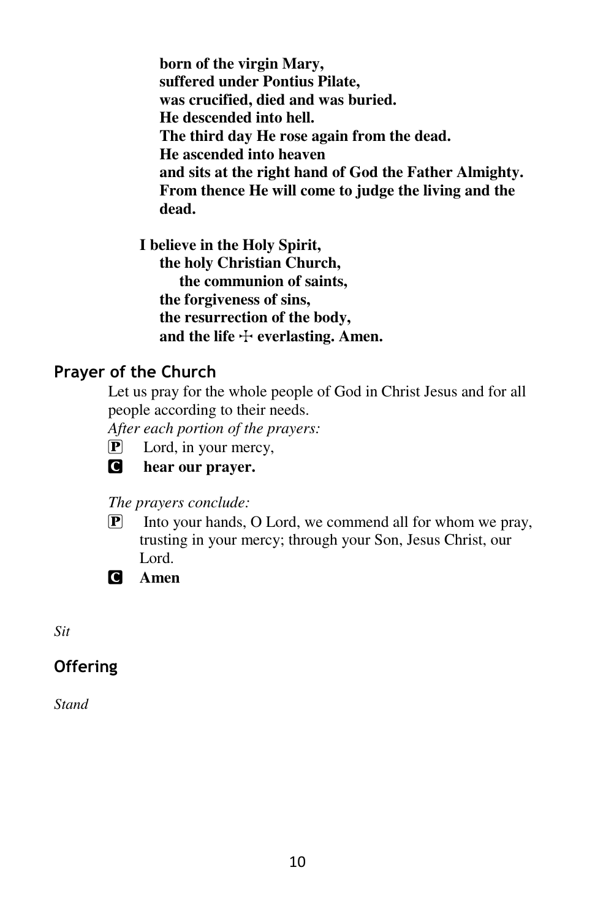**born of the virgin Mary,**
**suffered under Pontius Pilate,**
**was crucified, died and was buried.**
**He descended into hell.**
**The third day He rose again from the dead.**
**He ascended into heaven**
**and sits at the right hand of God the Father Almighty.**
**From thence He will come to judge the living and the dead.**

**I believe in the Holy Spirit,**
**the holy Christian Church,**
**the communion of saints,**
**the forgiveness of sins,**
**the resurrection of the body,**
**and the life ☩ everlasting. Amen.**

## Prayer of the Church

Let us pray for the whole people of God in Christ Jesus and for all people according to their needs.

*After each portion of the prayers:*

P Lord, in your mercy,

C **hear our prayer.**

*The prayers conclude:*

P Into your hands, O Lord, we commend all for whom we pray, trusting in your mercy; through your Son, Jesus Christ, our Lord.

C **Amen**

*Sit*

## Offering

*Stand*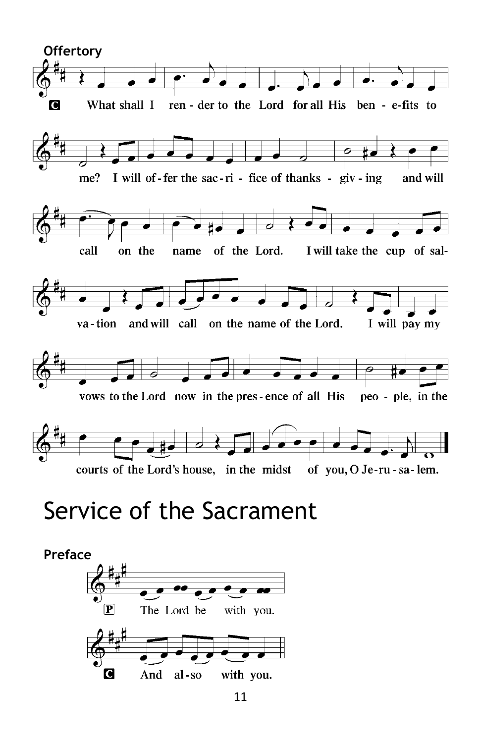**Offertory**

**C** What shall I render to the Lord for all His benefits to me? I will offer the sacrifice of thanksgiving and will call on the name of the Lord. I will take the cup of salvation and will call on the name of the Lord. I will pay my vows to the Lord now in the presence of all His people, in the courts of the Lord's house, in the midst of you, O Jerusalem.

# Service of the Sacrament

**Preface**

**P** The Lord be with you.

**C** And also with you.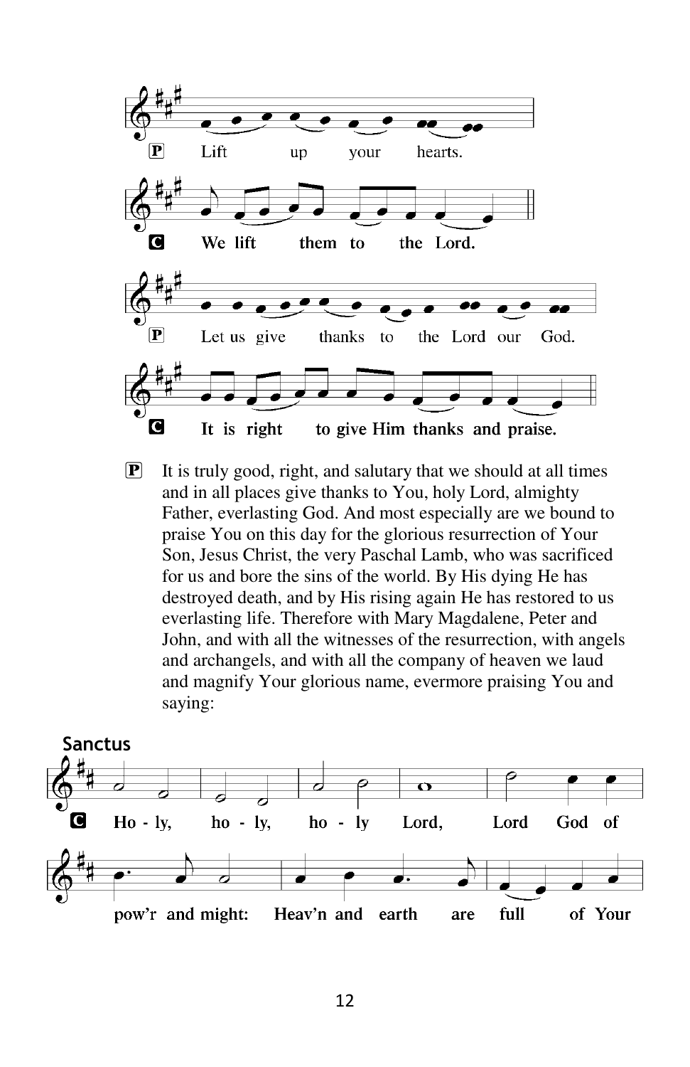P Lift up your hearts.

**C We lift them to the Lord.**

P Let us give thanks to the Lord our God.

**C It is right to give Him thanks and praise.**

P It is truly good, right, and salutary that we should at all times and in all places give thanks to You, holy Lord, almighty Father, everlasting God. And most especially are we bound to praise You on this day for the glorious resurrection of Your Son, Jesus Christ, the very Paschal Lamb, who was sacrificed for us and bore the sins of the world. By His dying He has destroyed death, and by His rising again He has restored to us everlasting life. Therefore with Mary Magdalene, Peter and John, and with all the witnesses of the resurrection, with angels and archangels, and with all the company of heaven we laud and magnify Your glorious name, evermore praising You and saying:

## Sanctus

**C Ho - ly, ho - ly, ho - ly Lord, Lord God of pow'r and might: Heav'n and earth are full of Your**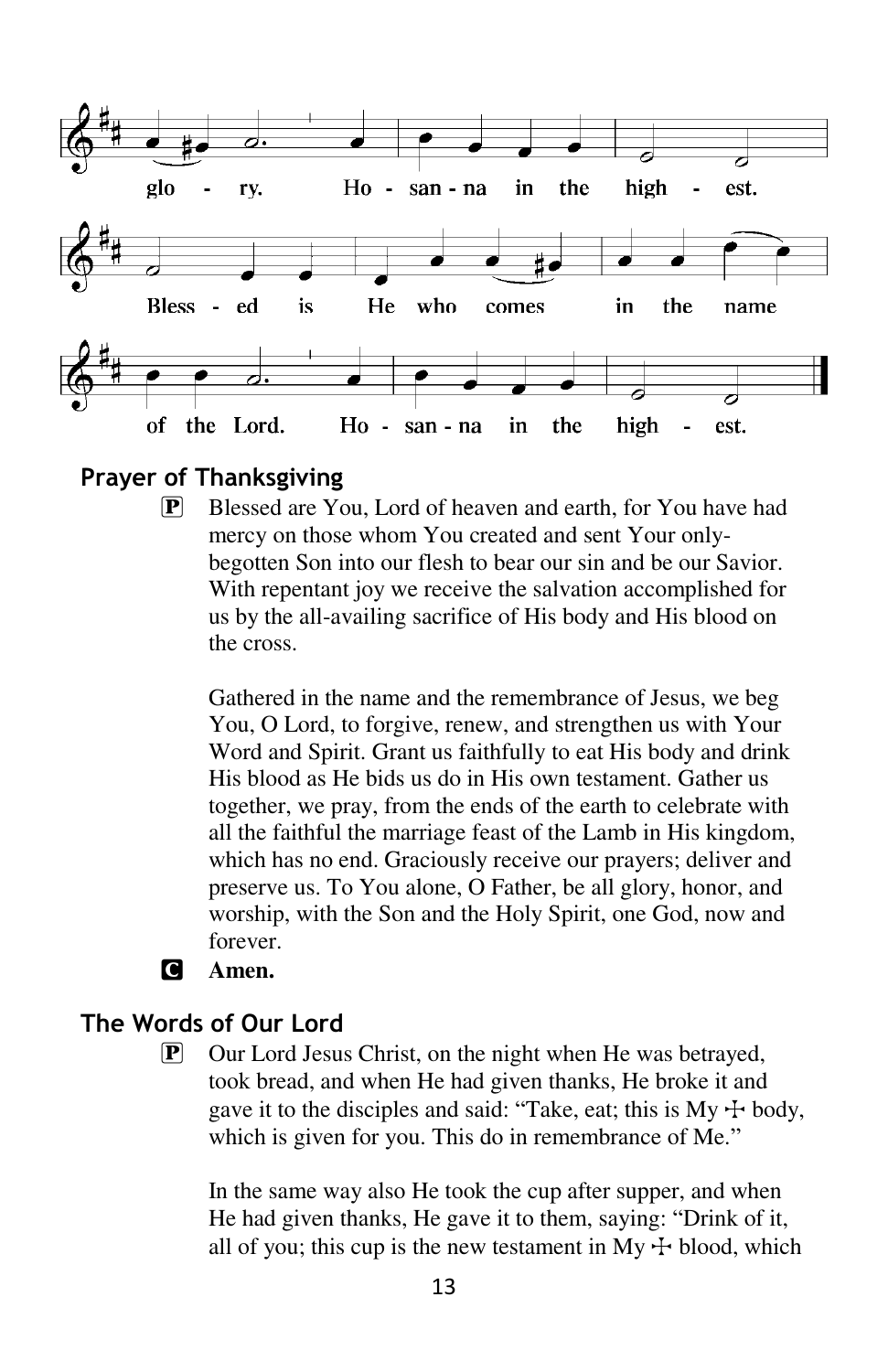glo - ry. Ho - san - na in the high - est.

Bless - ed is He who comes in the name

of the Lord. Ho - san - na in the high - est.

## Prayer of Thanksgiving

P Blessed are You, Lord of heaven and earth, for You have had mercy on those whom You created and sent Your only-begotten Son into our flesh to bear our sin and be our Savior. With repentant joy we receive the salvation accomplished for us by the all-availing sacrifice of His body and His blood on the cross.

Gathered in the name and the remembrance of Jesus, we beg You, O Lord, to forgive, renew, and strengthen us with Your Word and Spirit. Grant us faithfully to eat His body and drink His blood as He bids us do in His own testament. Gather us together, we pray, from the ends of the earth to celebrate with all the faithful the marriage feast of the Lamb in His kingdom, which has no end. Graciously receive our prayers; deliver and preserve us. To You alone, O Father, be all glory, honor, and worship, with the Son and the Holy Spirit, one God, now and forever.

C **Amen.**

## The Words of Our Lord

P Our Lord Jesus Christ, on the night when He was betrayed, took bread, and when He had given thanks, He broke it and gave it to the disciples and said: "Take, eat; this is My ☩ body, which is given for you. This do in remembrance of Me."

In the same way also He took the cup after supper, and when He had given thanks, He gave it to them, saying: "Drink of it, all of you; this cup is the new testament in My ☩ blood, which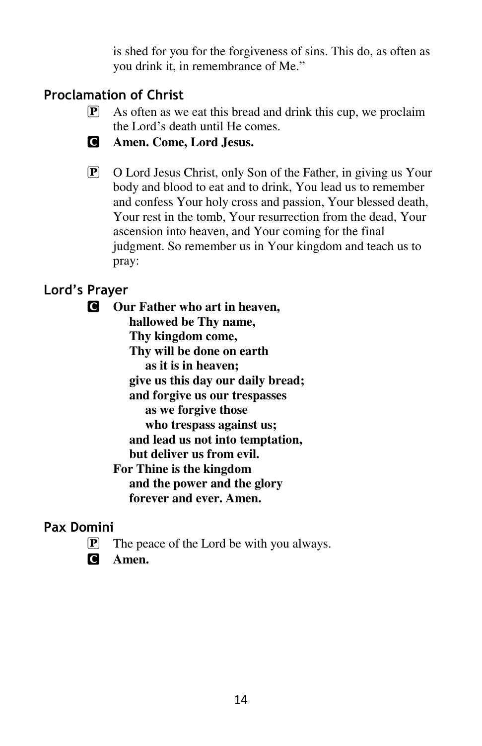is shed for you for the forgiveness of sins. This do, as often as you drink it, in remembrance of Me."

## Proclamation of Christ

P As often as we eat this bread and drink this cup, we proclaim the Lord's death until He comes.

C **Amen. Come, Lord Jesus.**

P O Lord Jesus Christ, only Son of the Father, in giving us Your body and blood to eat and to drink, You lead us to remember and confess Your holy cross and passion, Your blessed death, Your rest in the tomb, Your resurrection from the dead, Your ascension into heaven, and Your coming for the final judgment. So remember us in Your kingdom and teach us to pray:

## Lord's Prayer

C **Our Father who art in heaven,**
**hallowed be Thy name,**
**Thy kingdom come,**
**Thy will be done on earth**
**as it is in heaven;**
**give us this day our daily bread;**
**and forgive us our trespasses**
**as we forgive those**
**who trespass against us;**
**and lead us not into temptation,**
**but deliver us from evil.**
**For Thine is the kingdom**
**and the power and the glory**
**forever and ever. Amen.**

## Pax Domini

P The peace of the Lord be with you always.

C **Amen.**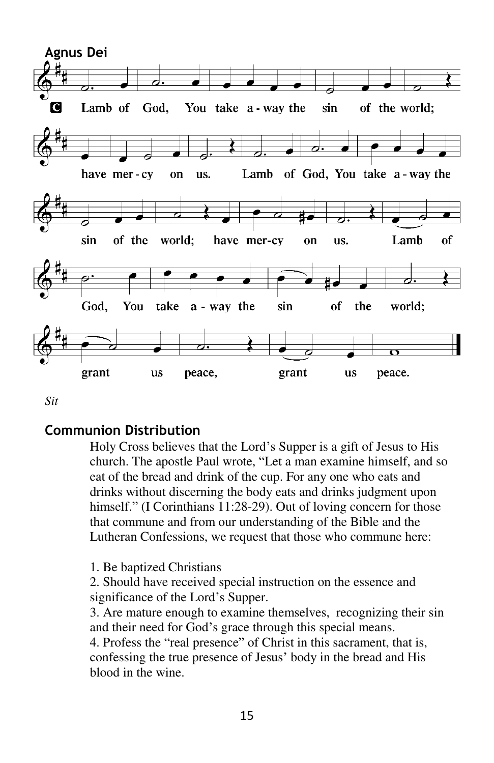## Agnus Dei

**C** Lamb of God, You take a-way the sin of the world; have mer-cy on us. Lamb of God, You take a-way the sin of the world; have mer-cy on us. Lamb of God, You take a-way the sin of the world; grant us peace, grant us peace.

*Sit*

## Communion Distribution

Holy Cross believes that the Lord's Supper is a gift of Jesus to His church. The apostle Paul wrote, "Let a man examine himself, and so eat of the bread and drink of the cup. For any one who eats and drinks without discerning the body eats and drinks judgment upon himself." (I Corinthians 11:28-29). Out of loving concern for those that commune and from our understanding of the Bible and the Lutheran Confessions, we request that those who commune here:

1. Be baptized Christians
2. Should have received special instruction on the essence and significance of the Lord's Supper.
3. Are mature enough to examine themselves, recognizing their sin and their need for God's grace through this special means.
4. Profess the "real presence" of Christ in this sacrament, that is, confessing the true presence of Jesus' body in the bread and His blood in the wine.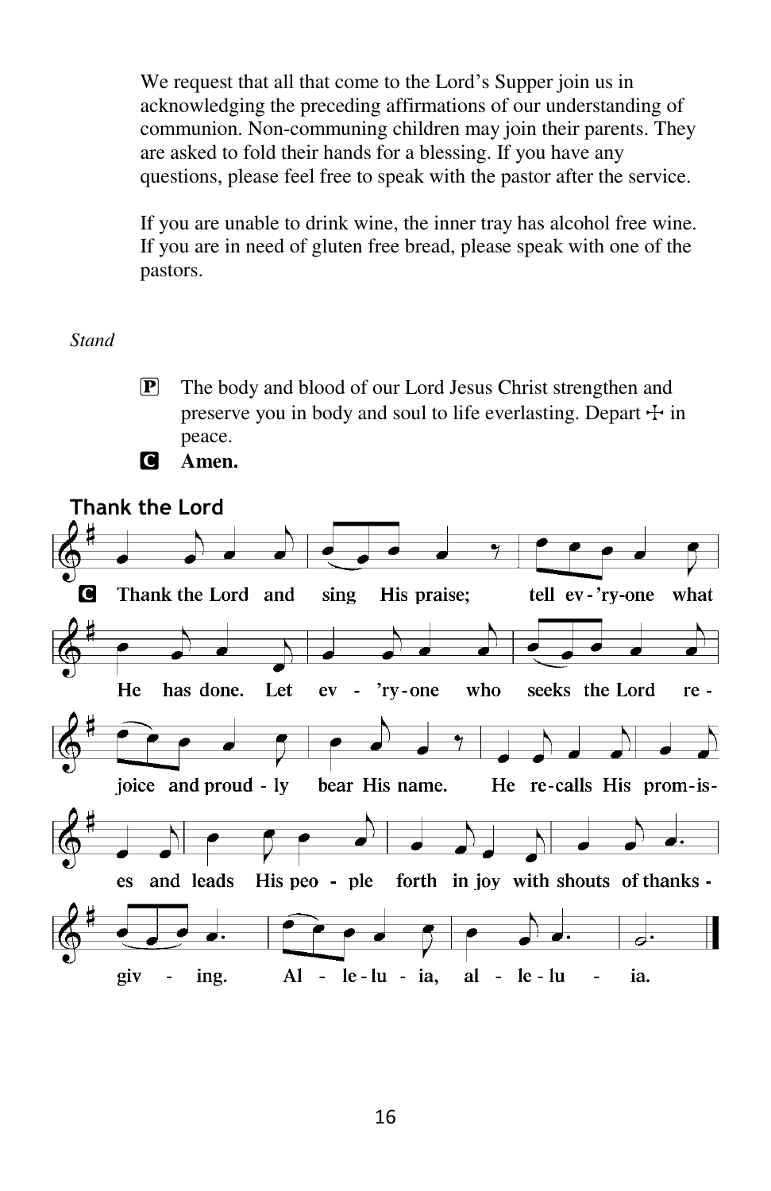We request that all that come to the Lord's Supper join us in acknowledging the preceding affirmations of our understanding of communion. Non-communing children may join their parents. They are asked to fold their hands for a blessing. If you have any questions, please feel free to speak with the pastor after the service.

If you are unable to drink wine, the inner tray has alcohol free wine. If you are in need of gluten free bread, please speak with one of the pastors.

*Stand*

P The body and blood of our Lord Jesus Christ strengthen and preserve you in body and soul to life everlasting. Depart ☩ in peace.

C **Amen.**

## Thank the Lord

C **Thank the Lord and sing His praise; tell ev-'ry-one what He has done. Let ev-'ry-one who seeks the Lord re-joice and proud-ly bear His name. He re-calls His prom-is-es and leads His peo-ple forth in joy with shouts of thanks-giv-ing. Al-le-lu-ia, al-le-lu-ia.**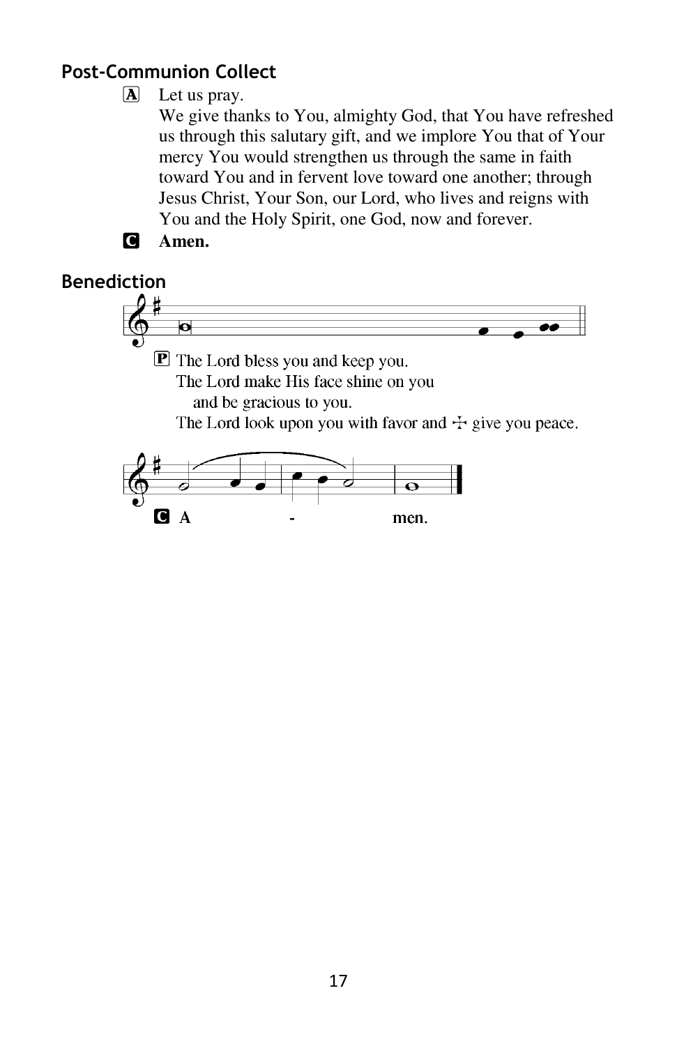## Post-Communion Collect

A Let us pray.
We give thanks to You, almighty God, that You have refreshed us through this salutary gift, and we implore You that of Your mercy You would strengthen us through the same in faith toward You and in fervent love toward one another; through Jesus Christ, Your Son, our Lord, who lives and reigns with You and the Holy Spirit, one God, now and forever.

C **Amen.**

## Benediction

P The Lord bless you and keep you.
The Lord make His face shine on you
and be gracious to you.
The Lord look upon you with favor and ☩ give you peace.

C **A - men.**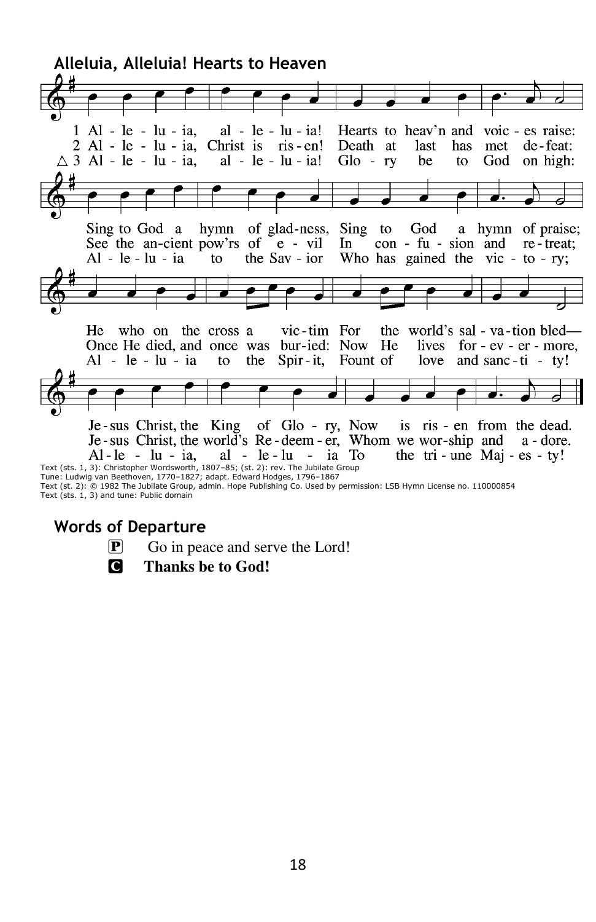## Alleluia, Alleluia! Hearts to Heaven

1 Alleluia, alleluia! Hearts to heav'n and voices raise:
Sing to God a hymn of gladness, Sing to God a hymn of praise;
He who on the cross a victim For the world's salvation bled—
Jesus Christ, the King of Glory, Now is risen from the dead.

2 Alleluia, Christ is risen! Death at last has met defeat:
See the ancient pow'rs of evil In confusion and retreat;
Once He died, and once was buried: Now He lives forevermore,
Jesus Christ, the world's Redeemer, Whom we worship and adore.

△ 3 Alleluia, alleluia! Glory be to God on high:
Alleluia to the Savior Who has gained the victory;
Alleluia to the Spirit, Fount of love and sanctity!
Alleluia, alleluia To the triune Majesty!

Text (sts. 1, 3): Christopher Wordsworth, 1807–85; (st. 2): rev. The Jubilate Group
Tune: Ludwig van Beethoven, 1770–1827; adapt. Edward Hodges, 1796–1867
Text (st. 2): © 1982 The Jubilate Group, admin. Hope Publishing Co. Used by permission: LSB Hymn License no. 110000854
Text (sts. 1, 3) and tune: Public domain

## Words of Departure

P Go in peace and serve the Lord!

C **Thanks be to God!**